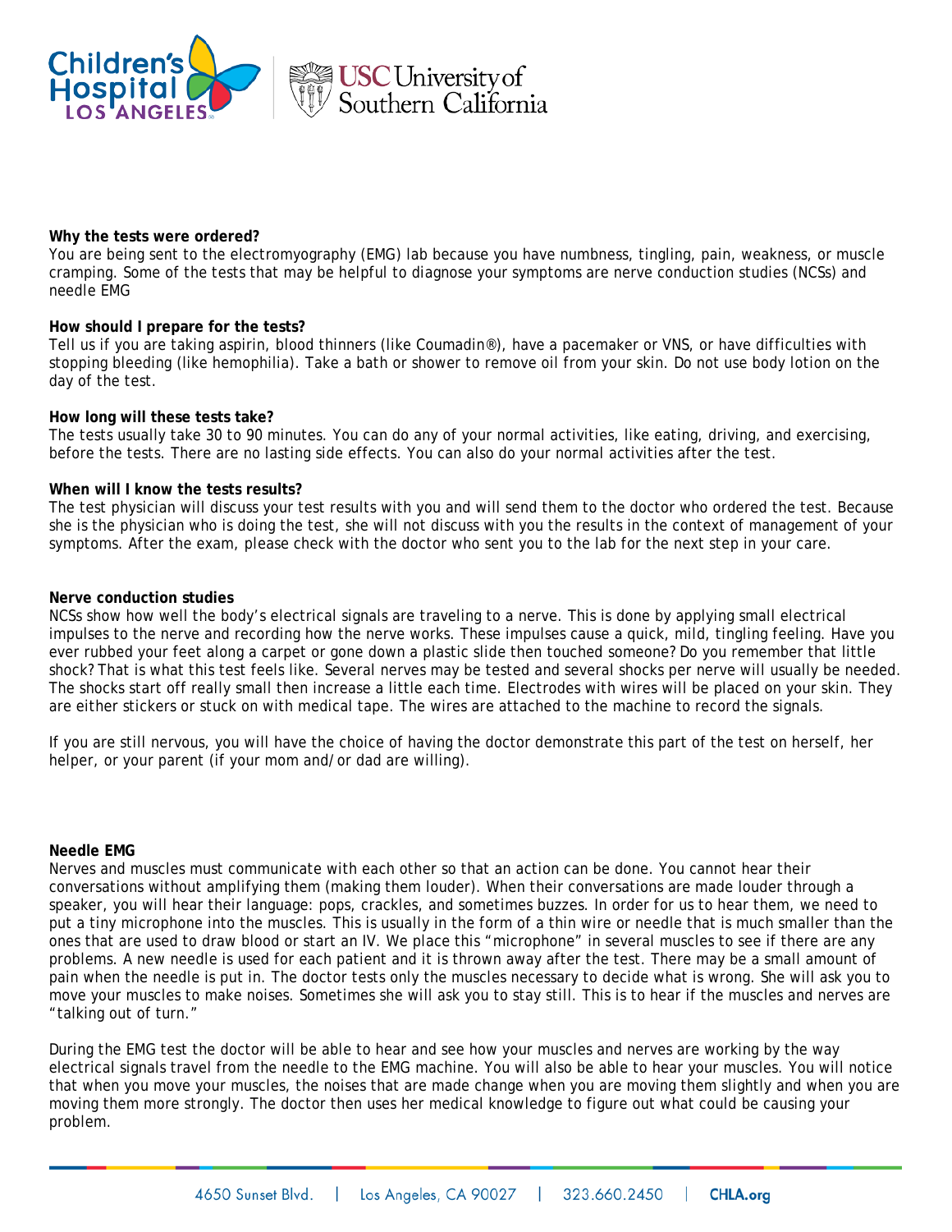**Why the tests were ordered?**
You are being sent to the electromyography (EMG) lab because you have numbness, tingling, pain, weakness, or muscle cramping. Some of the tests that may be helpful to diagnose your symptoms are nerve conduction studies (NCSs) and needle EMG

**How should I prepare for the tests?**
Tell us if you are taking aspirin, blood thinners (like Coumadin®), have a pacemaker or VNS, or have difficulties with stopping bleeding (like hemophilia). Take a bath or shower to remove oil from your skin. Do not use body lotion on the day of the test.

**How long will these tests take?**
The tests usually take 30 to 90 minutes. You can do any of your normal activities, like eating, driving, and exercising, before the tests. There are no lasting side effects. You can also do your normal activities after the test.

**When will I know the tests results?**
The test physician will discuss your test results with you and will send them to the doctor who ordered the test. Because she is the physician who is doing the test, she will not discuss with you the results in the context of management of your symptoms. After the exam, please check with the doctor who sent you to the lab for the next step in your care.

**Nerve conduction studies**
NCSs show how well the body's electrical signals are traveling to a nerve. This is done by applying small electrical impulses to the nerve and recording how the nerve works. These impulses cause a quick, mild, tingling feeling. Have you ever rubbed your feet along a carpet or gone down a plastic slide then touched someone? Do you remember that little shock? That is what this test feels like. Several nerves may be tested and several shocks per nerve will usually be needed. The shocks start off really small then increase a little each time. Electrodes with wires will be placed on your skin. They are either stickers or stuck on with medical tape. The wires are attached to the machine to record the signals.

If you are still nervous, you will have the choice of having the doctor demonstrate this part of the test on herself, her helper, or your parent (if your mom and/or dad are willing).

**Needle EMG**
Nerves and muscles must communicate with each other so that an action can be done. You cannot hear their conversations without amplifying them (making them louder). When their conversations are made louder through a speaker, you will hear their language: pops, crackles, and sometimes buzzes. In order for us to hear them, we need to put a tiny microphone into the muscles. This is usually in the form of a thin wire or needle that is much smaller than the ones that are used to draw blood or start an IV. We place this "microphone" in several muscles to see if there are any problems. A new needle is used for each patient and it is thrown away after the test. There may be a small amount of pain when the needle is put in. The doctor tests only the muscles necessary to decide what is wrong. She will ask you to move your muscles to make noises. Sometimes she will ask you to stay still. This is to hear if the muscles and nerves are "talking out of turn."

During the EMG test the doctor will be able to hear and see how your muscles and nerves are working by the way electrical signals travel from the needle to the EMG machine. You will also be able to hear your muscles. You will notice that when you move your muscles, the noises that are made change when you are moving them slightly and when you are moving them more strongly. The doctor then uses her medical knowledge to figure out what could be causing your problem.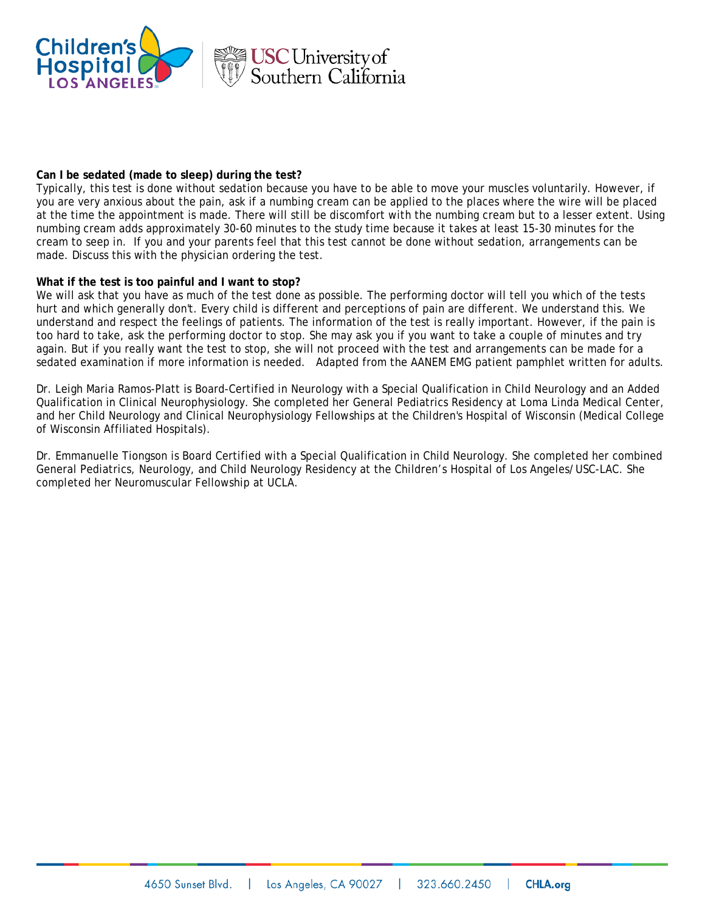**Can I be sedated (made to sleep) during the test?**
Typically, this test is done without sedation because you have to be able to move your muscles voluntarily. However, if you are very anxious about the pain, ask if a numbing cream can be applied to the places where the wire will be placed at the time the appointment is made. There will still be discomfort with the numbing cream but to a lesser extent. Using numbing cream adds approximately 30-60 minutes to the study time because it takes at least 15-30 minutes for the cream to seep in. If you and your parents feel that this test cannot be done without sedation, arrangements can be made. Discuss this with the physician ordering the test.

**What if the test is too painful and I want to stop?**
We will ask that you have as much of the test done as possible. The performing doctor will tell you which of the tests hurt and which generally don't. Every child is different and perceptions of pain are different. We understand this. We understand and respect the feelings of patients. The information of the test is really important. However, if the pain is too hard to take, ask the performing doctor to stop. She may ask you if you want to take a couple of minutes and try again. But if you really want the test to stop, she will not proceed with the test and arrangements can be made for a sedated examination if more information is needed. Adapted from the AANEM EMG patient pamphlet written for adults.

Dr. Leigh Maria Ramos-Platt is Board-Certified in Neurology with a Special Qualification in Child Neurology and an Added Qualification in Clinical Neurophysiology. She completed her General Pediatrics Residency at Loma Linda Medical Center, and her Child Neurology and Clinical Neurophysiology Fellowships at the Children's Hospital of Wisconsin (Medical College of Wisconsin Affiliated Hospitals).

Dr. Emmanuelle Tiongson is Board Certified with a Special Qualification in Child Neurology. She completed her combined General Pediatrics, Neurology, and Child Neurology Residency at the Children's Hospital of Los Angeles/USC-LAC. She completed her Neuromuscular Fellowship at UCLA.